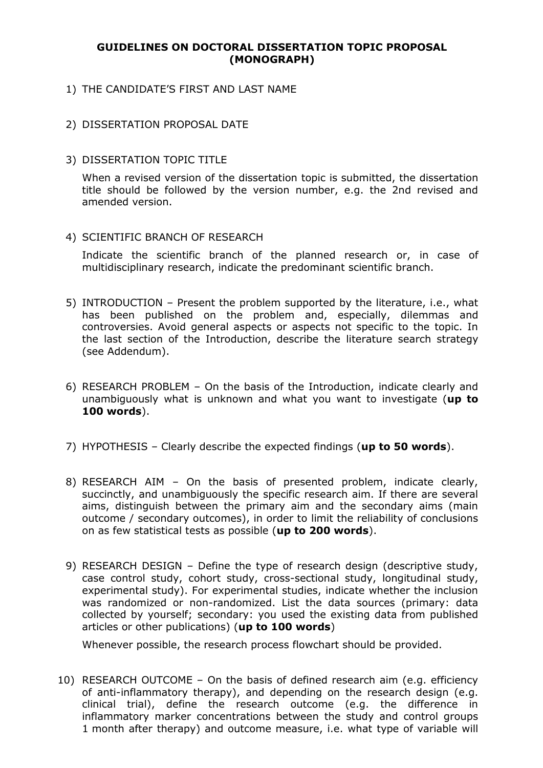# GUIDELINES ON DOCTORAL DISSERTATION TOPIC PROPOSAL (MONOGRAPH)

1) THE CANDIDATE'S FIRST AND LAST NAME

2) DISSERTATION PROPOSAL DATE

3) DISSERTATION TOPIC TITLE

   When a revised version of the dissertation topic is submitted, the dissertation title should be followed by the version number, e.g. the 2nd revised and amended version.

4) SCIENTIFIC BRANCH OF RESEARCH

   Indicate the scientific branch of the planned research or, in case of multidisciplinary research, indicate the predominant scientific branch.

5) INTRODUCTION – Present the problem supported by the literature, i.e., what has been published on the problem and, especially, dilemmas and controversies. Avoid general aspects or aspects not specific to the topic. In the last section of the Introduction, describe the literature search strategy (see Addendum).

6) RESEARCH PROBLEM – On the basis of the Introduction, indicate clearly and unambiguously what is unknown and what you want to investigate (**up to 100 words**).

7) HYPOTHESIS – Clearly describe the expected findings (**up to 50 words**).

8) RESEARCH AIM – On the basis of presented problem, indicate clearly, succinctly, and unambiguously the specific research aim. If there are several aims, distinguish between the primary aim and the secondary aims (main outcome / secondary outcomes), in order to limit the reliability of conclusions on as few statistical tests as possible (**up to 200 words**).

9) RESEARCH DESIGN – Define the type of research design (descriptive study, case control study, cohort study, cross-sectional study, longitudinal study, experimental study). For experimental studies, indicate whether the inclusion was randomized or non-randomized. List the data sources (primary: data collected by yourself; secondary: you used the existing data from published articles or other publications) (**up to 100 words**)

   Whenever possible, the research process flowchart should be provided.

10) RESEARCH OUTCOME – On the basis of defined research aim (e.g. efficiency of anti-inflammatory therapy), and depending on the research design (e.g. clinical trial), define the research outcome (e.g. the difference in inflammatory marker concentrations between the study and control groups 1 month after therapy) and outcome measure, i.e. what type of variable will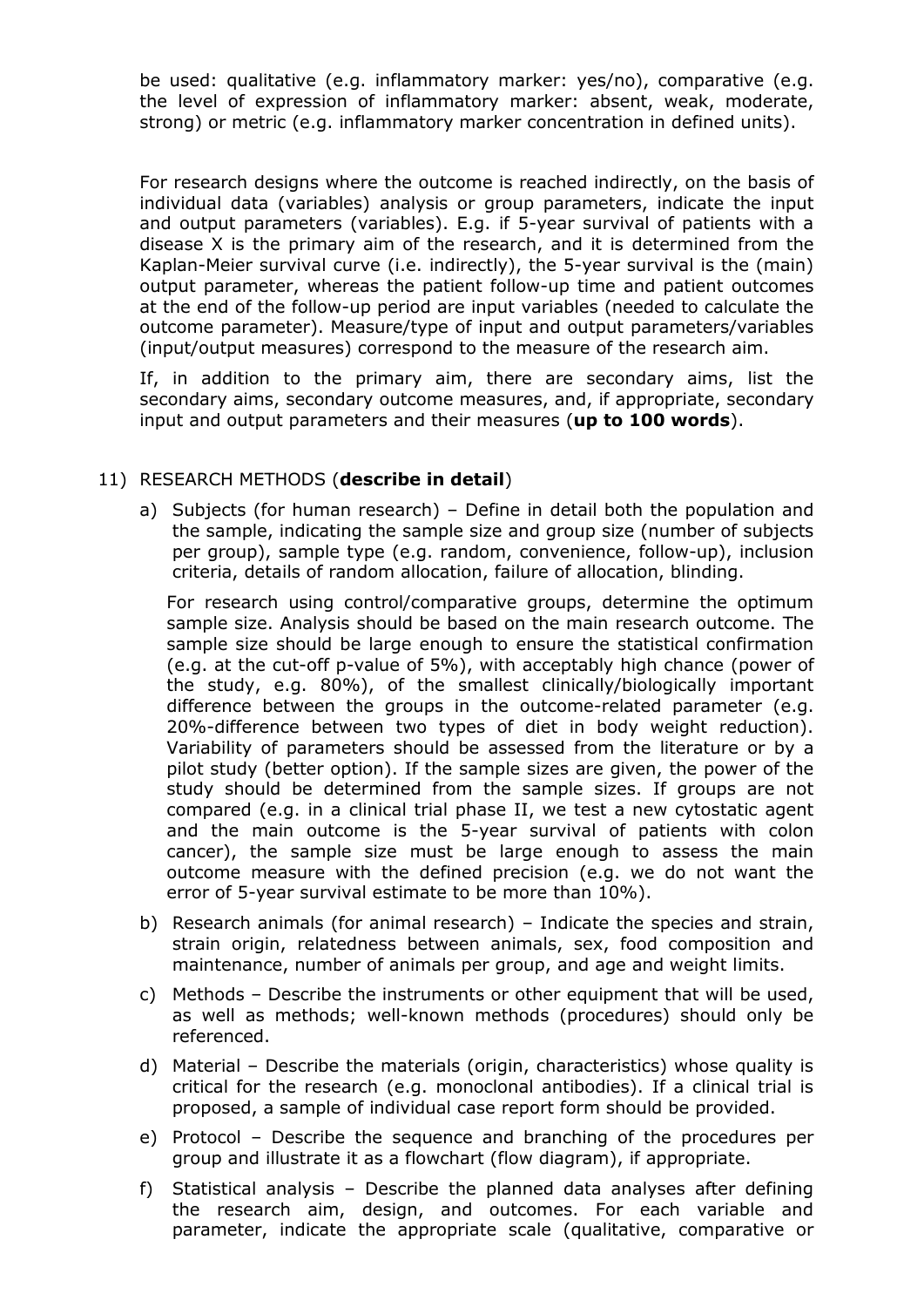be used: qualitative (e.g. inflammatory marker: yes/no), comparative (e.g. the level of expression of inflammatory marker: absent, weak, moderate, strong) or metric (e.g. inflammatory marker concentration in defined units).

For research designs where the outcome is reached indirectly, on the basis of individual data (variables) analysis or group parameters, indicate the input and output parameters (variables). E.g. if 5-year survival of patients with a disease X is the primary aim of the research, and it is determined from the Kaplan-Meier survival curve (i.e. indirectly), the 5-year survival is the (main) output parameter, whereas the patient follow-up time and patient outcomes at the end of the follow-up period are input variables (needed to calculate the outcome parameter). Measure/type of input and output parameters/variables (input/output measures) correspond to the measure of the research aim.

If, in addition to the primary aim, there are secondary aims, list the secondary aims, secondary outcome measures, and, if appropriate, secondary input and output parameters and their measures (**up to 100 words**).

11) RESEARCH METHODS (**describe in detail**)

   a) Subjects (for human research) – Define in detail both the population and the sample, indicating the sample size and group size (number of subjects per group), sample type (e.g. random, convenience, follow-up), inclusion criteria, details of random allocation, failure of allocation, blinding.

      For research using control/comparative groups, determine the optimum sample size. Analysis should be based on the main research outcome. The sample size should be large enough to ensure the statistical confirmation (e.g. at the cut-off p-value of 5%), with acceptably high chance (power of the study, e.g. 80%), of the smallest clinically/biologically important difference between the groups in the outcome-related parameter (e.g. 20%-difference between two types of diet in body weight reduction). Variability of parameters should be assessed from the literature or by a pilot study (better option). If the sample sizes are given, the power of the study should be determined from the sample sizes. If groups are not compared (e.g. in a clinical trial phase II, we test a new cytostatic agent and the main outcome is the 5-year survival of patients with colon cancer), the sample size must be large enough to assess the main outcome measure with the defined precision (e.g. we do not want the error of 5-year survival estimate to be more than 10%).

   b) Research animals (for animal research) – Indicate the species and strain, strain origin, relatedness between animals, sex, food composition and maintenance, number of animals per group, and age and weight limits.

   c) Methods – Describe the instruments or other equipment that will be used, as well as methods; well-known methods (procedures) should only be referenced.

   d) Material – Describe the materials (origin, characteristics) whose quality is critical for the research (e.g. monoclonal antibodies). If a clinical trial is proposed, a sample of individual case report form should be provided.

   e) Protocol – Describe the sequence and branching of the procedures per group and illustrate it as a flowchart (flow diagram), if appropriate.

   f) Statistical analysis – Describe the planned data analyses after defining the research aim, design, and outcomes. For each variable and parameter, indicate the appropriate scale (qualitative, comparative or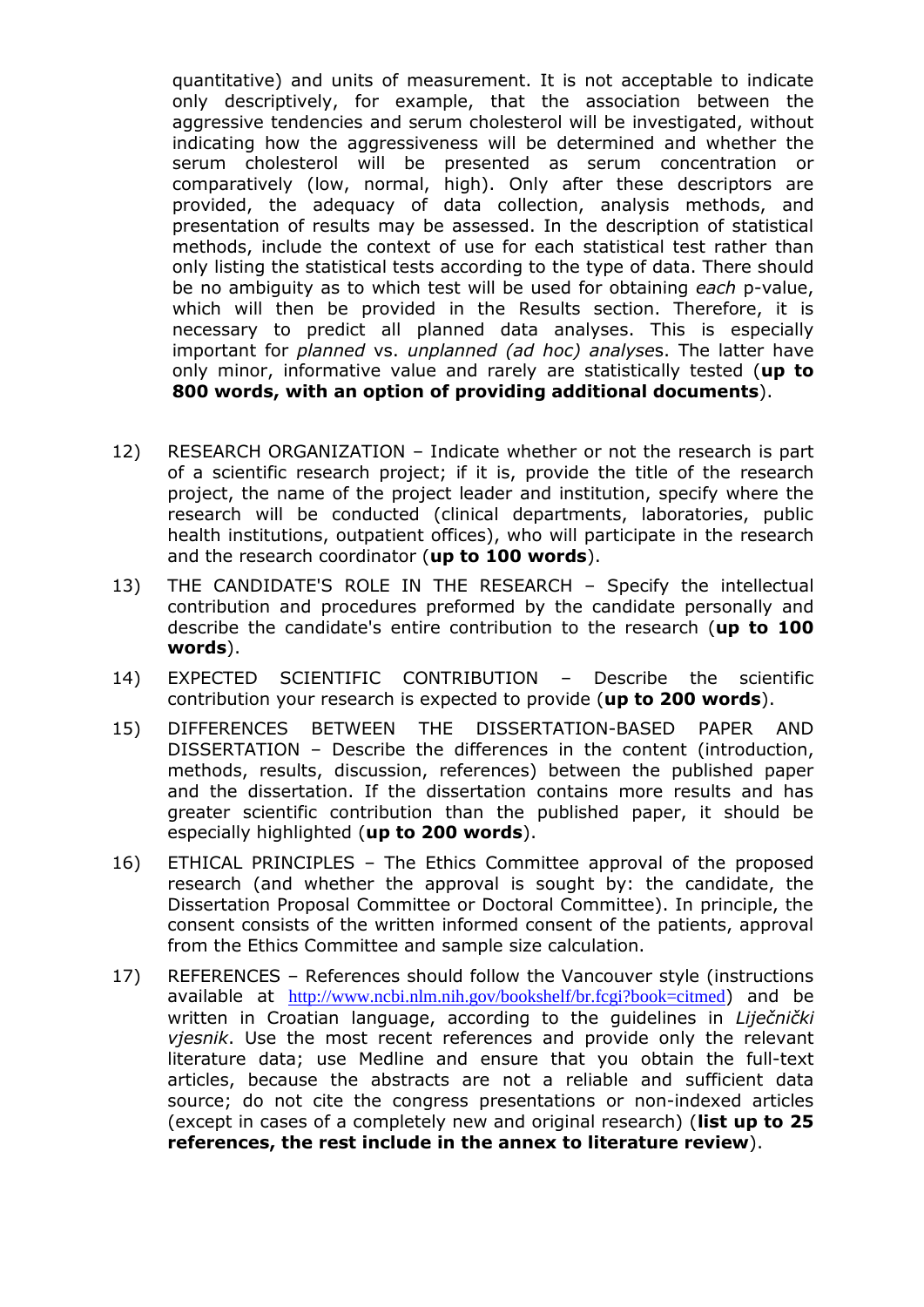quantitative) and units of measurement. It is not acceptable to indicate only descriptively, for example, that the association between the aggressive tendencies and serum cholesterol will be investigated, without indicating how the aggressiveness will be determined and whether the serum cholesterol will be presented as serum concentration or comparatively (low, normal, high). Only after these descriptors are provided, the adequacy of data collection, analysis methods, and presentation of results may be assessed. In the description of statistical methods, include the context of use for each statistical test rather than only listing the statistical tests according to the type of data. There should be no ambiguity as to which test will be used for obtaining *each* p-value, which will then be provided in the Results section. Therefore, it is necessary to predict all planned data analyses. This is especially important for *planned* vs. *unplanned (ad hoc) analyse*s. The latter have only minor, informative value and rarely are statistically tested (**up to 800 words, with an option of providing additional documents**).

12) RESEARCH ORGANIZATION – Indicate whether or not the research is part of a scientific research project; if it is, provide the title of the research project, the name of the project leader and institution, specify where the research will be conducted (clinical departments, laboratories, public health institutions, outpatient offices), who will participate in the research and the research coordinator (**up to 100 words**).

13) THE CANDIDATE'S ROLE IN THE RESEARCH – Specify the intellectual contribution and procedures preformed by the candidate personally and describe the candidate's entire contribution to the research (**up to 100 words**).

14) EXPECTED SCIENTIFIC CONTRIBUTION – Describe the scientific contribution your research is expected to provide (**up to 200 words**).

15) DIFFERENCES BETWEEN THE DISSERTATION-BASED PAPER AND DISSERTATION – Describe the differences in the content (introduction, methods, results, discussion, references) between the published paper and the dissertation. If the dissertation contains more results and has greater scientific contribution than the published paper, it should be especially highlighted (**up to 200 words**).

16) ETHICAL PRINCIPLES – The Ethics Committee approval of the proposed research (and whether the approval is sought by: the candidate, the Dissertation Proposal Committee or Doctoral Committee). In principle, the consent consists of the written informed consent of the patients, approval from the Ethics Committee and sample size calculation.

17) REFERENCES – References should follow the Vancouver style (instructions available at http://www.ncbi.nlm.nih.gov/bookshelf/br.fcgi?book=citmed) and be written in Croatian language, according to the guidelines in *Liječnički vjesnik*. Use the most recent references and provide only the relevant literature data; use Medline and ensure that you obtain the full-text articles, because the abstracts are not a reliable and sufficient data source; do not cite the congress presentations or non-indexed articles (except in cases of a completely new and original research) (**list up to 25 references, the rest include in the annex to literature review**).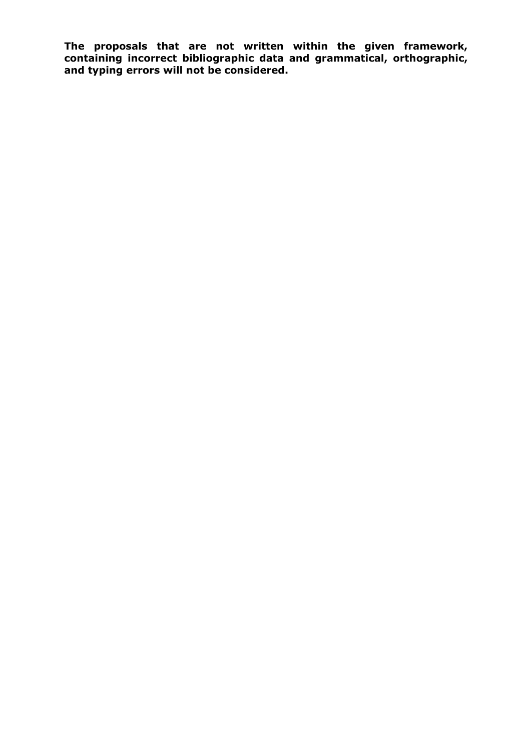**The proposals that are not written within the given framework, containing incorrect bibliographic data and grammatical, orthographic, and typing errors will not be considered.**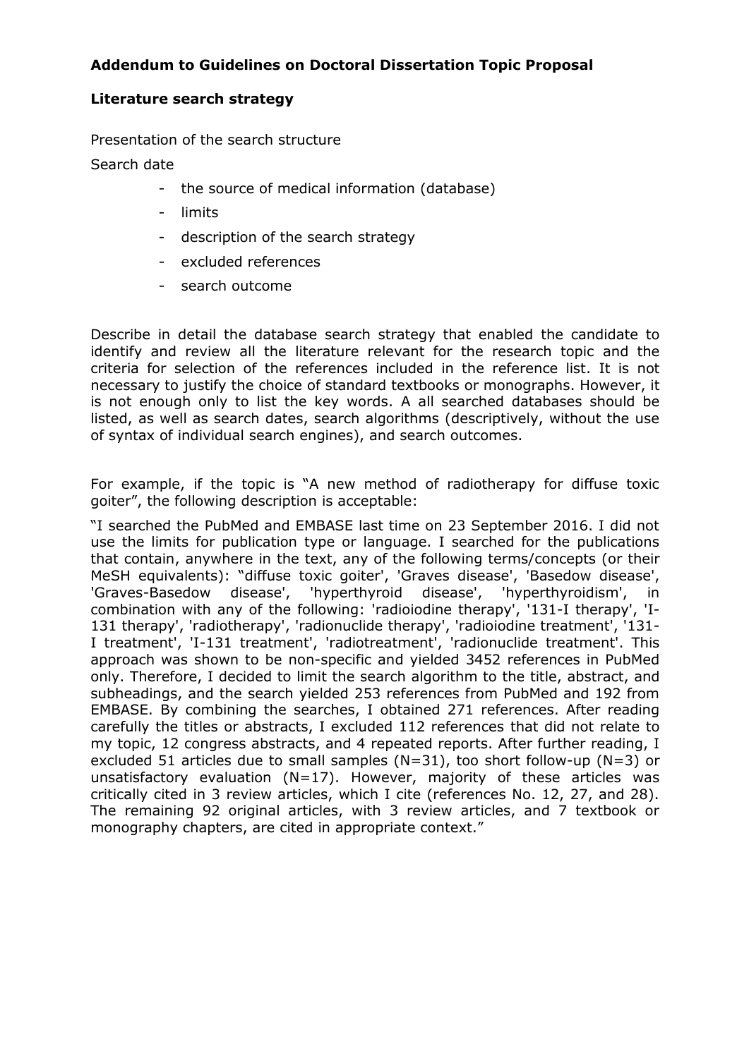**Addendum to Guidelines on Doctoral Dissertation Topic Proposal**

**Literature search strategy**

Presentation of the search structure

Search date

- the source of medical information (database)
- limits
- description of the search strategy
- excluded references
- search outcome

Describe in detail the database search strategy that enabled the candidate to identify and review all the literature relevant for the research topic and the criteria for selection of the references included in the reference list. It is not necessary to justify the choice of standard textbooks or monographs. However, it is not enough only to list the key words. A all searched databases should be listed, as well as search dates, search algorithms (descriptively, without the use of syntax of individual search engines), and search outcomes.

For example, if the topic is "A new method of radiotherapy for diffuse toxic goiter", the following description is acceptable:

"I searched the PubMed and EMBASE last time on 23 September 2016. I did not use the limits for publication type or language. I searched for the publications that contain, anywhere in the text, any of the following terms/concepts (or their MeSH equivalents): "diffuse toxic goiter', 'Graves disease', 'Basedow disease', 'Graves-Basedow disease', 'hyperthyroid disease', 'hyperthyroidism', in combination with any of the following: 'radioiodine therapy', '131-I therapy', 'I-131 therapy', 'radiotherapy', 'radionuclide therapy', 'radioiodine treatment', '131-I treatment', 'I-131 treatment', 'radiotreatment', 'radionuclide treatment'. This approach was shown to be non-specific and yielded 3452 references in PubMed only. Therefore, I decided to limit the search algorithm to the title, abstract, and subheadings, and the search yielded 253 references from PubMed and 192 from EMBASE. By combining the searches, I obtained 271 references. After reading carefully the titles or abstracts, I excluded 112 references that did not relate to my topic, 12 congress abstracts, and 4 repeated reports. After further reading, I excluded 51 articles due to small samples (N=31), too short follow-up (N=3) or unsatisfactory evaluation (N=17). However, majority of these articles was critically cited in 3 review articles, which I cite (references No. 12, 27, and 28). The remaining 92 original articles, with 3 review articles, and 7 textbook or monography chapters, are cited in appropriate context."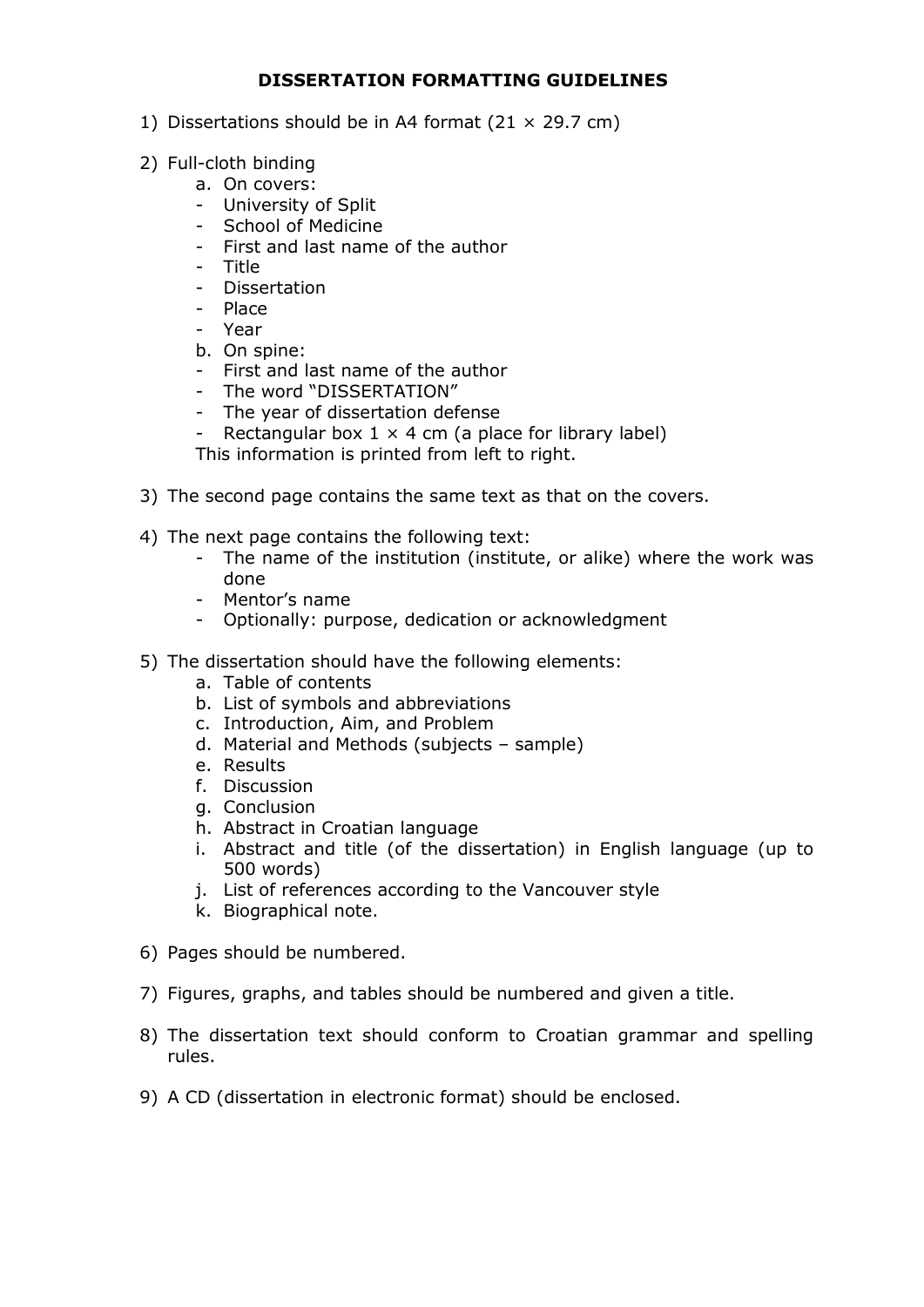# DISSERTATION FORMATTING GUIDELINES

1) Dissertations should be in A4 format (21 × 29.7 cm)

2) Full-cloth binding
   a. On covers:
      - University of Split
      - School of Medicine
      - First and last name of the author
      - Title
      - Dissertation
      - Place
      - Year
   b. On spine:
      - First and last name of the author
      - The word "DISSERTATION"
      - The year of dissertation defense
      - Rectangular box 1 × 4 cm (a place for library label)

   This information is printed from left to right.

3) The second page contains the same text as that on the covers.

4) The next page contains the following text:
   - The name of the institution (institute, or alike) where the work was done
   - Mentor's name
   - Optionally: purpose, dedication or acknowledgment

5) The dissertation should have the following elements:
   a. Table of contents
   b. List of symbols and abbreviations
   c. Introduction, Aim, and Problem
   d. Material and Methods (subjects – sample)
   e. Results
   f. Discussion
   g. Conclusion
   h. Abstract in Croatian language
   i. Abstract and title (of the dissertation) in English language (up to 500 words)
   j. List of references according to the Vancouver style
   k. Biographical note.

6) Pages should be numbered.

7) Figures, graphs, and tables should be numbered and given a title.

8) The dissertation text should conform to Croatian grammar and spelling rules.

9) A CD (dissertation in electronic format) should be enclosed.